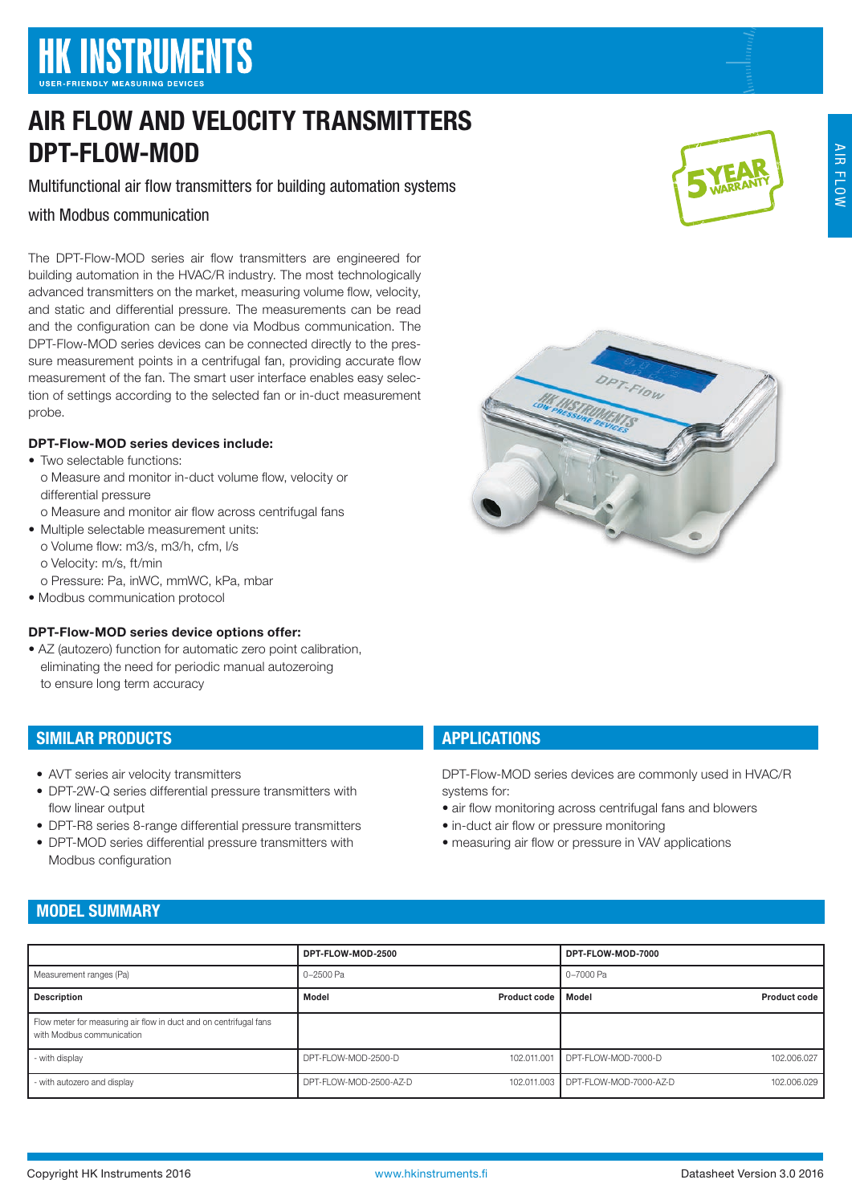# HK INSTRUMENTS

USER-FRIENDLY MEASURING DEVICES

# AIR FLOW AND VELOCITY TRANSMITTERS DPT-FLOW-MOD

Multifunctional air flow transmitters for building automation systems

with Modbus communication

The DPT-Flow-MOD series air flow transmitters are engineered for building automation in the HVAC/R industry. The most technologically advanced transmitters on the market, measuring volume flow, velocity, and static and differential pressure. The measurements can be read and the configuration can be done via Modbus communication. The DPT-Flow-MOD series devices can be connected directly to the pressure measurement points in a centrifugal fan, providing accurate flow measurement of the fan. The smart user interface enables easy selection of settings according to the selected fan or in-duct measurement probe.

**DPT-Flow-MOD series devices include:**

- Two selectable functions:
  - o Measure and monitor in-duct volume flow, velocity or differential pressure
  - o Measure and monitor air flow across centrifugal fans
- Multiple selectable measurement units:
  - o Volume flow: m3/s, m3/h, cfm, l/s
  - o Velocity: m/s, ft/min
  - o Pressure: Pa, inWC, mmWC, kPa, mbar
- Modbus communication protocol

**DPT-Flow-MOD series device options offer:**

- AZ (autozero) function for automatic zero point calibration, eliminating the need for periodic manual autozeroing to ensure long term accuracy

## SIMILAR PRODUCTS

- AVT series air velocity transmitters
- DPT-2W-Q series differential pressure transmitters with flow linear output
- DPT-R8 series 8-range differential pressure transmitters
- DPT-MOD series differential pressure transmitters with Modbus configuration

## APPLICATIONS

DPT-Flow-MOD series devices are commonly used in HVAC/R systems for:

- air flow monitoring across centrifugal fans and blowers
- in-duct air flow or pressure monitoring
- measuring air flow or pressure in VAV applications

## MODEL SUMMARY

| | DPT-FLOW-MOD-2500 | | DPT-FLOW-MOD-7000 | |
|---|---|---|---|---|
| Measurement ranges (Pa) | 0–2500 Pa | | 0–7000 Pa | |
| **Description** | **Model** | **Product code** | **Model** | **Product code** |
| Flow meter for measuring air flow in duct and on centrifugal fans with Modbus communication | | | | |
| - with display | DPT-FLOW-MOD-2500-D | 102.011.001 | DPT-FLOW-MOD-7000-D | 102.006.027 |
| - with autozero and display | DPT-FLOW-MOD-2500-AZ-D | 102.011.003 | DPT-FLOW-MOD-7000-AZ-D | 102.006.029 |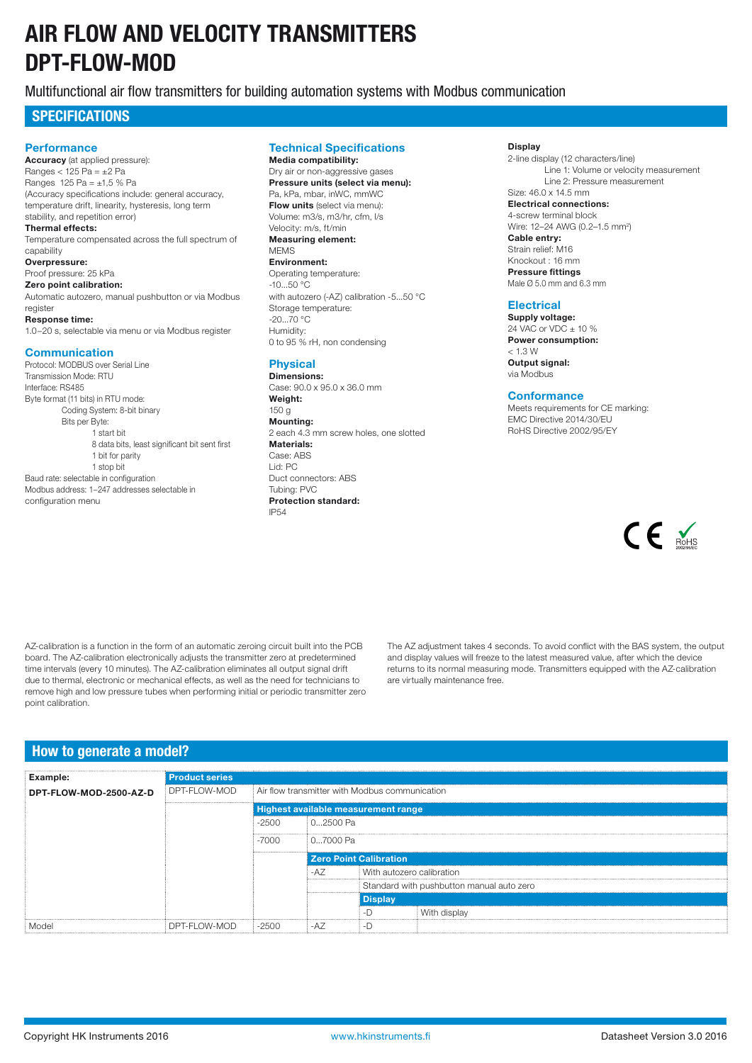# AIR FLOW AND VELOCITY TRANSMITTERS DPT-FLOW-MOD

Multifunctional air flow transmitters for building automation systems with Modbus communication

## SPECIFICATIONS

### Performance

**Accuracy** (at applied pressure):
Ranges < 125 Pa = ±2 Pa
Ranges 125 Pa = ±1,5 % Pa
(Accuracy specifications include: general accuracy, temperature drift, linearity, hysteresis, long term stability, and repetition error)

**Thermal effects:**
Temperature compensated across the full spectrum of capability

**Overpressure:**
Proof pressure: 25 kPa

**Zero point calibration:**
Automatic autozero, manual pushbutton or via Modbus register

**Response time:**
1.0–20 s, selectable via menu or via Modbus register

### Communication

Protocol: MODBUS over Serial Line
Transmission Mode: RTU
Interface: RS485
Byte format (11 bits) in RTU mode:
Coding System: 8-bit binary
Bits per Byte:
1 start bit
8 data bits, least significant bit sent first
1 bit for parity
1 stop bit
Baud rate: selectable in configuration
Modbus address: 1–247 addresses selectable in configuration menu

### Technical Specifications

**Media compatibility:**
Dry air or non-aggressive gases

**Pressure units (select via menu):**
Pa, kPa, mbar, inWC, mmWC

**Flow units** (select via menu):
Volume: m3/s, m3/hr, cfm, l/s
Velocity: m/s, ft/min

**Measuring element:**
MEMS

**Environment:**
Operating temperature:
-10...50 °C
with autozero (-AZ) calibration -5...50 °C
Storage temperature:
-20...70 °C
Humidity:
0 to 95 % rH, non condensing

### Physical

**Dimensions:**
Case: 90.0 x 95.0 x 36.0 mm

**Weight:**
150 g

**Mounting:**
2 each 4.3 mm screw holes, one slotted

**Materials:**
Case: ABS
Lid: PC
Duct connectors: ABS
Tubing: PVC

**Protection standard:**
IP54

**Display**
2-line display (12 characters/line)
Line 1: Volume or velocity measurement
Line 2: Pressure measurement
Size: 46.0 x 14.5 mm

**Electrical connections:**
4-screw terminal block
Wire: 12–24 AWG (0.2–1.5 mm²)

**Cable entry:**
Strain relief: M16
Knockout : 16 mm

**Pressure fittings**
Male Ø 5.0 mm and 6.3 mm

### Electrical

**Supply voltage:**
24 VAC or VDC ± 10 %

**Power consumption:**
< 1.3 W

**Output signal:**
via Modbus

### Conformance

Meets requirements for CE marking:
EMC Directive 2014/30/EU
RoHS Directive 2002/95/EY

CE RoHS 2002/95/EC

AZ-calibration is a function in the form of an automatic zeroing circuit built into the PCB board. The AZ-calibration electronically adjusts the transmitter zero at predetermined time intervals (every 10 minutes). The AZ-calibration eliminates all output signal drift due to thermal, electronic or mechanical effects, as well as the need for technicians to remove high and low pressure tubes when performing initial or periodic transmitter zero point calibration.

The AZ adjustment takes 4 seconds. To avoid conflict with the BAS system, the output and display values will freeze to the latest measured value, after which the device returns to its normal measuring mode. Transmitters equipped with the AZ-calibration are virtually maintenance free.

## How to generate a model?

| Example: | Product series | | | | |
|---|---|---|---|---|---|
| DPT-FLOW-MOD-2500-AZ-D | DPT-FLOW-MOD | Air flow transmitter with Modbus communication | | | |
| | | Highest available measurement range | | | |
| | | -2500 | 0...2500 Pa | | |
| | | -7000 | 0...7000 Pa | | |
| | | | Zero Point Calibration | | |
| | | | -AZ | With autozero calibration | |
| | | | | Standard with pushbutton manual auto zero | |
| | | | | Display | |
| | | | | -D | With display |
| Model | DPT-FLOW-MOD | -2500 | -AZ | -D | |